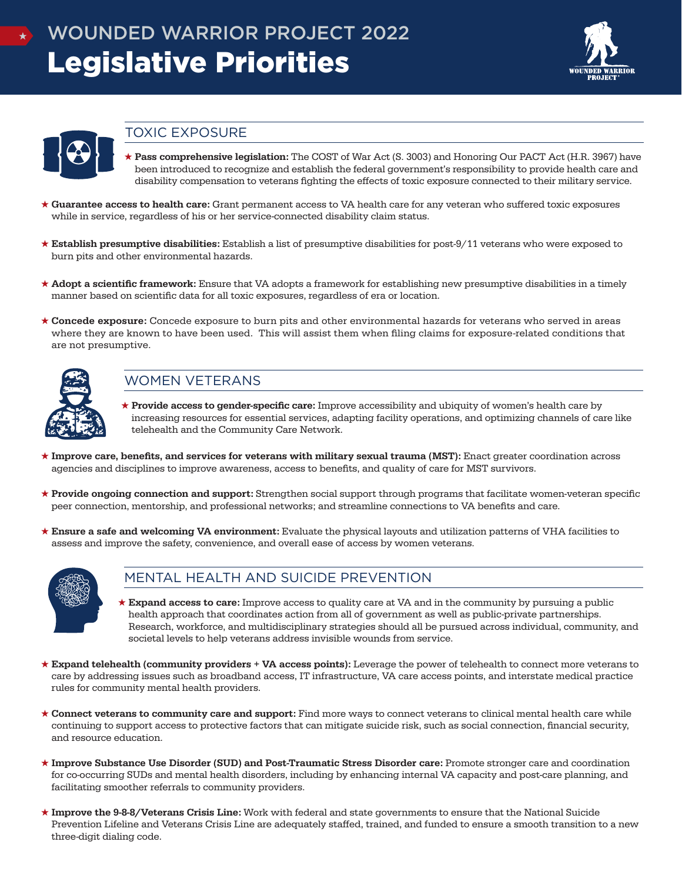# WOUNDED WARRIOR PROJECT 2022

# Legislative Priorities

## TOXIC EXPOSURE

- ★ **Pass comprehensive legislation:** The COST of War Act (S. 3003) and Honoring Our PACT Act (H.R. 3967) have been introduced to recognize and establish the federal government's responsibility to provide health care and disability compensation to veterans fighting the effects of toxic exposure connected to their military service.
- ★ **Guarantee access to health care:** Grant permanent access to VA health care for any veteran who suffered toxic exposures while in service, regardless of his or her service-connected disability claim status.
- ★ **Establish presumptive disabilities:** Establish a list of presumptive disabilities for post-9/11 veterans who were exposed to burn pits and other environmental hazards.
- ★ **Adopt a scientific framework:** Ensure that VA adopts a framework for establishing new presumptive disabilities in a timely manner based on scientific data for all toxic exposures, regardless of era or location.
- ★ **Concede exposure:** Concede exposure to burn pits and other environmental hazards for veterans who served in areas where they are known to have been used. This will assist them when filing claims for exposure-related conditions that are not presumptive.

## WOMEN VETERANS

- ★ **Provide access to gender-specific care:** Improve accessibility and ubiquity of women's health care by increasing resources for essential services, adapting facility operations, and optimizing channels of care like telehealth and the Community Care Network.
- ★ **Improve care, benefits, and services for veterans with military sexual trauma (MST):** Enact greater coordination across agencies and disciplines to improve awareness, access to benefits, and quality of care for MST survivors.
- ★ **Provide ongoing connection and support:** Strengthen social support through programs that facilitate women-veteran specific peer connection, mentorship, and professional networks; and streamline connections to VA benefits and care.
- ★ **Ensure a safe and welcoming VA environment:** Evaluate the physical layouts and utilization patterns of VHA facilities to assess and improve the safety, convenience, and overall ease of access by women veterans.

## MENTAL HEALTH AND SUICIDE PREVENTION

- ★ **Expand access to care:** Improve access to quality care at VA and in the community by pursuing a public health approach that coordinates action from all of government as well as public-private partnerships. Research, workforce, and multidisciplinary strategies should all be pursued across individual, community, and societal levels to help veterans address invisible wounds from service.
- ★ **Expand telehealth (community providers + VA access points):** Leverage the power of telehealth to connect more veterans to care by addressing issues such as broadband access, IT infrastructure, VA care access points, and interstate medical practice rules for community mental health providers.
- ★ **Connect veterans to community care and support:** Find more ways to connect veterans to clinical mental health care while continuing to support access to protective factors that can mitigate suicide risk, such as social connection, financial security, and resource education.
- ★ **Improve Substance Use Disorder (SUD) and Post-Traumatic Stress Disorder care:** Promote stronger care and coordination for co-occurring SUDs and mental health disorders, including by enhancing internal VA capacity and post-care planning, and facilitating smoother referrals to community providers.
- ★ **Improve the 9-8-8/Veterans Crisis Line:** Work with federal and state governments to ensure that the National Suicide Prevention Lifeline and Veterans Crisis Line are adequately staffed, trained, and funded to ensure a smooth transition to a new three-digit dialing code.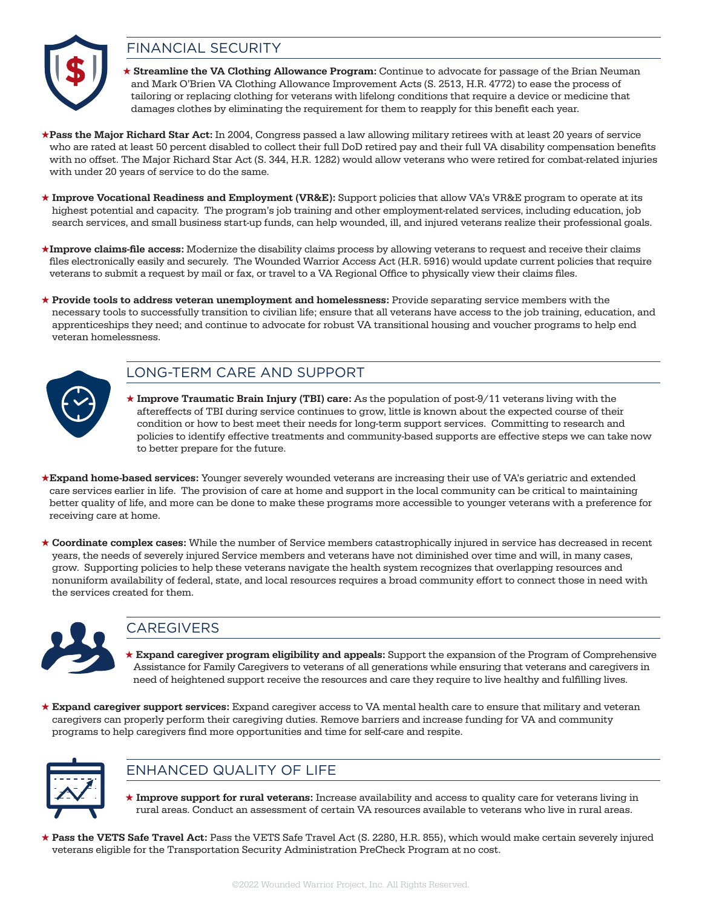## FINANCIAL SECURITY

★ **Streamline the VA Clothing Allowance Program:** Continue to advocate for passage of the Brian Neuman and Mark O'Brien VA Clothing Allowance Improvement Acts (S. 2513, H.R. 4772) to ease the process of tailoring or replacing clothing for veterans with lifelong conditions that require a device or medicine that damages clothes by eliminating the requirement for them to reapply for this benefit each year.

★ **Pass the Major Richard Star Act:** In 2004, Congress passed a law allowing military retirees with at least 20 years of service who are rated at least 50 percent disabled to collect their full DoD retired pay and their full VA disability compensation benefits with no offset. The Major Richard Star Act (S. 344, H.R. 1282) would allow veterans who were retired for combat-related injuries with under 20 years of service to do the same.

★ **Improve Vocational Readiness and Employment (VR&E):** Support policies that allow VA's VR&E program to operate at its highest potential and capacity. The program's job training and other employment-related services, including education, job search services, and small business start-up funds, can help wounded, ill, and injured veterans realize their professional goals.

★ **Improve claims-file access:** Modernize the disability claims process by allowing veterans to request and receive their claims files electronically easily and securely. The Wounded Warrior Access Act (H.R. 5916) would update current policies that require veterans to submit a request by mail or fax, or travel to a VA Regional Office to physically view their claims files.

★ **Provide tools to address veteran unemployment and homelessness:** Provide separating service members with the necessary tools to successfully transition to civilian life; ensure that all veterans have access to the job training, education, and apprenticeships they need; and continue to advocate for robust VA transitional housing and voucher programs to help end veteran homelessness.

## LONG-TERM CARE AND SUPPORT

★ **Improve Traumatic Brain Injury (TBI) care:** As the population of post-9/11 veterans living with the aftereffects of TBI during service continues to grow, little is known about the expected course of their condition or how to best meet their needs for long-term support services. Committing to research and policies to identify effective treatments and community-based supports are effective steps we can take now to better prepare for the future.

★ **Expand home-based services:** Younger severely wounded veterans are increasing their use of VA's geriatric and extended care services earlier in life. The provision of care at home and support in the local community can be critical to maintaining better quality of life, and more can be done to make these programs more accessible to younger veterans with a preference for receiving care at home.

★ **Coordinate complex cases:** While the number of Service members catastrophically injured in service has decreased in recent years, the needs of severely injured Service members and veterans have not diminished over time and will, in many cases, grow. Supporting policies to help these veterans navigate the health system recognizes that overlapping resources and nonuniform availability of federal, state, and local resources requires a broad community effort to connect those in need with the services created for them.

## CAREGIVERS

★ **Expand caregiver program eligibility and appeals:** Support the expansion of the Program of Comprehensive Assistance for Family Caregivers to veterans of all generations while ensuring that veterans and caregivers in need of heightened support receive the resources and care they require to live healthy and fulfilling lives.

★ **Expand caregiver support services:** Expand caregiver access to VA mental health care to ensure that military and veteran caregivers can properly perform their caregiving duties. Remove barriers and increase funding for VA and community programs to help caregivers find more opportunities and time for self-care and respite.

## ENHANCED QUALITY OF LIFE

★ **Improve support for rural veterans:** Increase availability and access to quality care for veterans living in rural areas. Conduct an assessment of certain VA resources available to veterans who live in rural areas.

★ **Pass the VETS Safe Travel Act:** Pass the VETS Safe Travel Act (S. 2280, H.R. 855), which would make certain severely injured veterans eligible for the Transportation Security Administration PreCheck Program at no cost.

©2022 Wounded Warrior Project, Inc. All Rights Reserved.